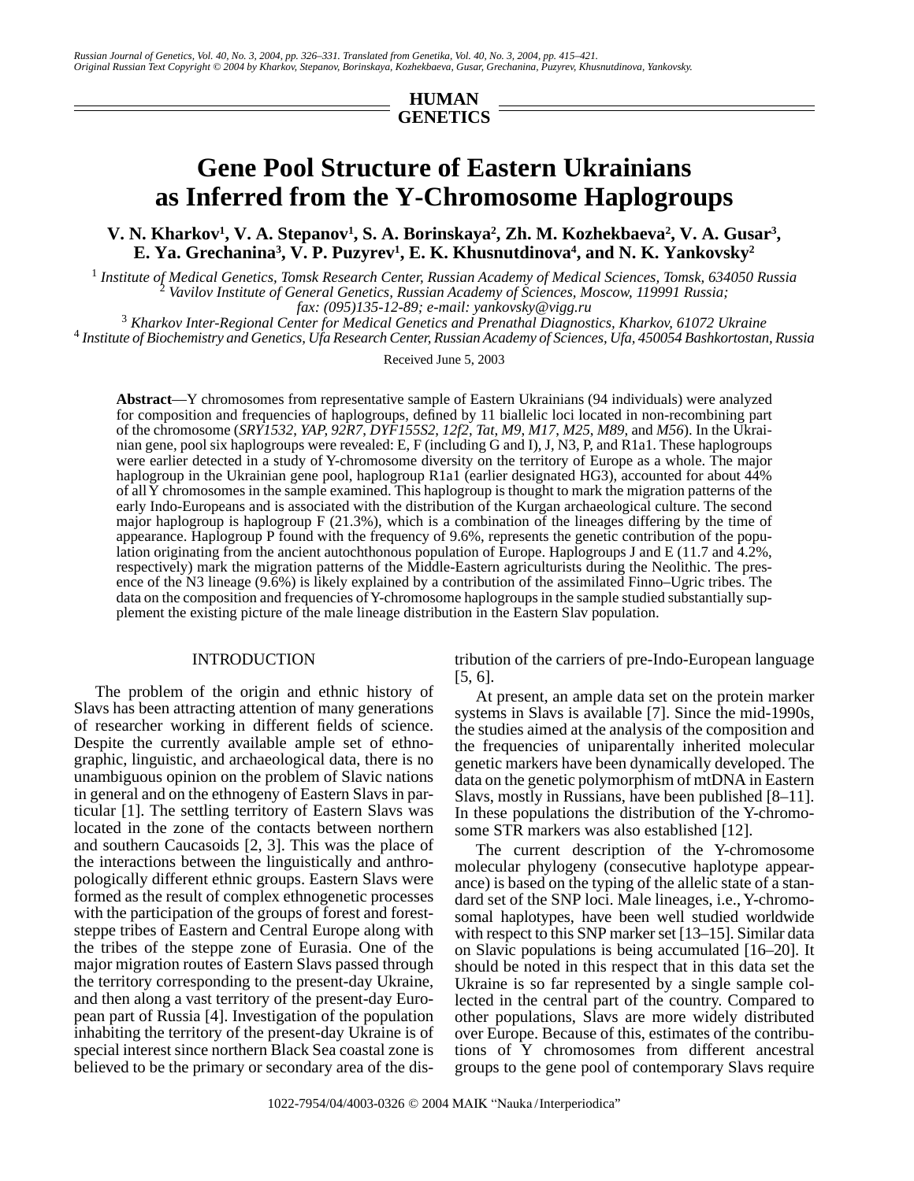HUMAN GENETICS

# Gene Pool Structure of Eastern Ukrainians as Inferred from the Y-Chromosome Haplogroups

**V. N. Kharkov[1], V. A. Stepanov[1], S. A. Borinskaya[2], Zh. M. Kozhekbaeva[2], V. A. Gusar[3], E. Ya. Grechanina[3], V. P. Puzyrev[1], E. K. Khusnutdinova[4], and N. K. Yankovsky[2]**

[1] *Institute of Medical Genetics, Tomsk Research Center, Russian Academy of Medical Sciences, Tomsk, 634050 Russia*
[2] *Vavilov Institute of General Genetics, Russian Academy of Sciences, Moscow, 119991 Russia; fax: (095)135-12-89; e-mail: yankovsky@vigg.ru*
[3] *Kharkov Inter-Regional Center for Medical Genetics and Prenathal Diagnostics, Kharkov, 61072 Ukraine*
[4] *Institute of Biochemistry and Genetics, Ufa Research Center, Russian Academy of Sciences, Ufa, 450054 Bashkortostan, Russia*

Received June 5, 2003

**Abstract**—Y chromosomes from representative sample of Eastern Ukrainians (94 individuals) were analyzed for composition and frequencies of haplogroups, defined by 11 biallelic loci located in non-recombining part of the chromosome (*SRY1532, YAP, 92R7, DYF155S2, 12f2, Tat, M9, M17, M25, M89*, and *M56*). In the Ukrainian gene, pool six haplogroups were revealed: E, F (including G and I), J, N3, P, and R1a1. These haplogroups were earlier detected in a study of Y-chromosome diversity on the territory of Europe as a whole. The major haplogroup in the Ukrainian gene pool, haplogroup R1a1 (earlier designated HG3), accounted for about 44% of all Y chromosomes in the sample examined. This haplogroup is thought to mark the migration patterns of the early Indo-Europeans and is associated with the distribution of the Kurgan archaeological culture. The second major haplogroup is haplogroup F (21.3%), which is a combination of the lineages differing by the time of appearance. Haplogroup P found with the frequency of 9.6%, represents the genetic contribution of the population originating from the ancient autochthonous population of Europe. Haplogroups J and E (11.7 and 4.2%, respectively) mark the migration patterns of the Middle-Eastern agriculturists during the Neolithic. The presence of the N3 lineage (9.6%) is likely explained by a contribution of the assimilated Finno–Ugric tribes. The data on the composition and frequencies of Y-chromosome haplogroups in the sample studied substantially supplement the existing picture of the male lineage distribution in the Eastern Slav population.

## INTRODUCTION

The problem of the origin and ethnic history of Slavs has been attracting attention of many generations of researcher working in different fields of science. Despite the currently available ample set of ethnographic, linguistic, and archaeological data, there is no unambiguous opinion on the problem of Slavic nations in general and on the ethnogeny of Eastern Slavs in particular [1]. The settling territory of Eastern Slavs was located in the zone of the contacts between northern and southern Caucasoids [2, 3]. This was the place of the interactions between the linguistically and anthropologically different ethnic groups. Eastern Slavs were formed as the result of complex ethnogenetic processes with the participation of the groups of forest and forest-steppe tribes of Eastern and Central Europe along with the tribes of the steppe zone of Eurasia. One of the major migration routes of Eastern Slavs passed through the territory corresponding to the present-day Ukraine, and then along a vast territory of the present-day European part of Russia [4]. Investigation of the population inhabiting the territory of the present-day Ukraine is of special interest since northern Black Sea coastal zone is believed to be the primary or secondary area of the distribution of the carriers of pre-Indo-European language [5, 6].

At present, an ample data set on the protein marker systems in Slavs is available [7]. Since the mid-1990s, the studies aimed at the analysis of the composition and the frequencies of uniparentally inherited molecular genetic markers have been dynamically developed. The data on the genetic polymorphism of mtDNA in Eastern Slavs, mostly in Russians, have been published [8–11]. In these populations the distribution of the Y-chromosome STR markers was also established [12].

The current description of the Y-chromosome molecular phylogeny (consecutive haplotype appearance) is based on the typing of the allelic state of a standard set of the SNP loci. Male lineages, i.e., Y-chromosomal haplotypes, have been well studied worldwide with respect to this SNP marker set [13–15]. Similar data on Slavic populations is being accumulated [16–20]. It should be noted in this respect that in this data set the Ukraine is so far represented by a single sample collected in the central part of the country. Compared to other populations, Slavs are more widely distributed over Europe. Because of this, estimates of the contributions of Y chromosomes from different ancestral groups to the gene pool of contemporary Slavs require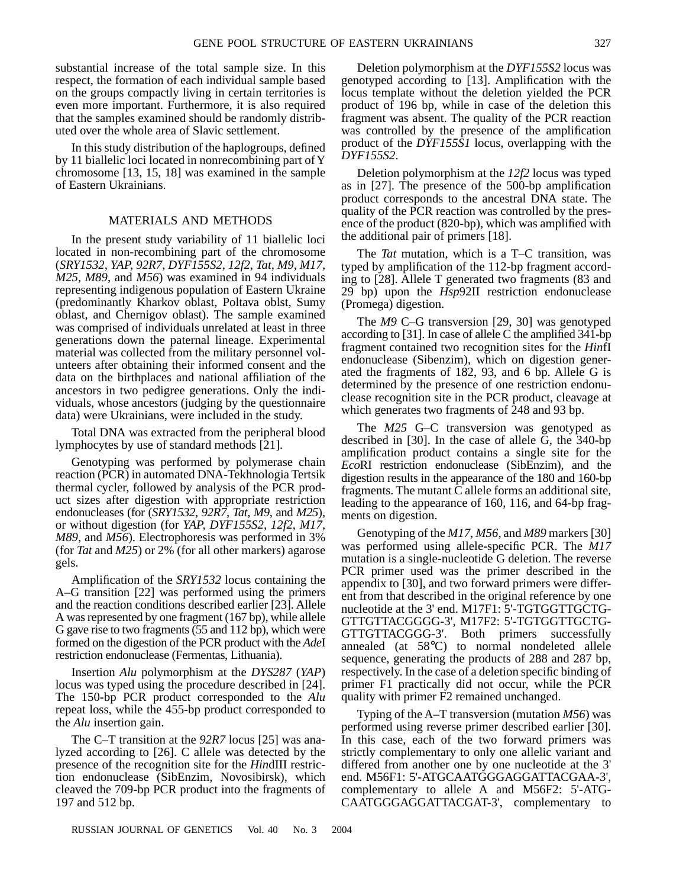substantial increase of the total sample size. In this respect, the formation of each individual sample based on the groups compactly living in certain territories is even more important. Furthermore, it is also required that the samples examined should be randomly distributed over the whole area of Slavic settlement.

In this study distribution of the haplogroups, defined by 11 biallelic loci located in nonrecombining part of Y chromosome [13, 15, 18] was examined in the sample of Eastern Ukrainians.

## MATERIALS AND METHODS

In the present study variability of 11 biallelic loci located in non-recombining part of the chromosome (*SRY1532*, *YAP*, *92R7*, *DYF155S2*, *12f2*, *Tat*, *M9*, *M17*, *M25*, *M89*, and *M56*) was examined in 94 individuals representing indigenous population of Eastern Ukraine (predominantly Kharkov oblast, Poltava oblst, Sumy oblast, and Chernigov oblast). The sample examined was comprised of individuals unrelated at least in three generations down the paternal lineage. Experimental material was collected from the military personnel volunteers after obtaining their informed consent and the data on the birthplaces and national affiliation of the ancestors in two pedigree generations. Only the individuals, whose ancestors (judging by the questionnaire data) were Ukrainians, were included in the study.

Total DNA was extracted from the peripheral blood lymphocytes by use of standard methods [21].

Genotyping was performed by polymerase chain reaction (PCR) in automated DNA-Tekhnologia Tertsik thermal cycler, followed by analysis of the PCR product sizes after digestion with appropriate restriction endonucleases (for (*SRY1532*, *92R7*, *Tat*, *M9*, and *M25*), or without digestion (for *YAP*, *DYF155S2*, *12f2*, *M17*, *M89*, and *M56*). Electrophoresis was performed in 3% (for *Tat* and *M25*) or 2% (for all other markers) agarose gels.

Amplification of the *SRY1532* locus containing the A–G transition [22] was performed using the primers and the reaction conditions described earlier [23]. Allele A was represented by one fragment (167 bp), while allele G gave rise to two fragments (55 and 112 bp), which were formed on the digestion of the PCR product with the *Ade*I restriction endonuclease (Fermentas, Lithuania).

Insertion *Alu* polymorphism at the *DYS287* (*YAP*) locus was typed using the procedure described in [24]. The 150-bp PCR product corresponded to the *Alu* repeat loss, while the 455-bp product corresponded to the *Alu* insertion gain.

The C–T transition at the *92R7* locus [25] was analyzed according to [26]. C allele was detected by the presence of the recognition site for the *Hin*dIII restriction endonuclease (SibEnzim, Novosibirsk), which cleaved the 709-bp PCR product into the fragments of 197 and 512 bp.

Deletion polymorphism at the *DYF155S2* locus was genotyped according to [13]. Amplification with the locus template without the deletion yielded the PCR product of 196 bp, while in case of the deletion this fragment was absent. The quality of the PCR reaction was controlled by the presence of the amplification product of the *DYF155S1* locus, overlapping with the *DYF155S2*.

Deletion polymorphism at the *12f2* locus was typed as in [27]. The presence of the 500-bp amplification product corresponds to the ancestral DNA state. The quality of the PCR reaction was controlled by the presence of the product (820-bp), which was amplified with the additional pair of primers [18].

The *Tat* mutation, which is a T–C transition, was typed by amplification of the 112-bp fragment according to [28]. Allele T generated two fragments (83 and 29 bp) upon the *Hsp*92II restriction endonuclease (Promega) digestion.

The *M9* C–G transversion [29, 30] was genotyped according to [31]. In case of allele C the amplified 341-bp fragment contained two recognition sites for the *Hin*fI endonuclease (Sibenzim), which on digestion generated the fragments of 182, 93, and 6 bp. Allele G is determined by the presence of one restriction endonuclease recognition site in the PCR product, cleavage at which generates two fragments of 248 and 93 bp.

The *M25* G–C transversion was genotyped as described in [30]. In the case of allele G, the 340-bp amplification product contains a single site for the *Eco*RI restriction endonuclease (SibEnzim), and the digestion results in the appearance of the 180 and 160-bp fragments. The mutant C allele forms an additional site, leading to the appearance of 160, 116, and 64-bp fragments on digestion.

Genotyping of the *M17*, *M56*, and *M89* markers [30] was performed using allele-specific PCR. The *M17* mutation is a single-nucleotide G deletion. The reverse PCR primer used was the primer described in the appendix to [30], and two forward primers were different from that described in the original reference by one nucleotide at the 3' end. M17F1: 5'-TGTGGTTGCTG-GTTGTTACGGGG-3', M17F2: 5'-TGTGGTTGCTG-GTTGTTACGGG-3'. Both primers successfully annealed (at 58°C) to normal nondeleted allele sequence, generating the products of 288 and 287 bp, respectively. In the case of a deletion specific binding of primer F1 practically did not occur, while the PCR quality with primer F2 remained unchanged.

Typing of the A–T transversion (mutation *M56*) was performed using reverse primer described earlier [30]. In this case, each of the two forward primers was strictly complementary to only one allelic variant and differed from another one by one nucleotide at the 3' end. M56F1: 5'-ATGCAATGGGAGGATTACGAA-3', complementary to allele A and M56F2: 5'-ATG-CAATGGGAGGATTACGAT-3', complementary to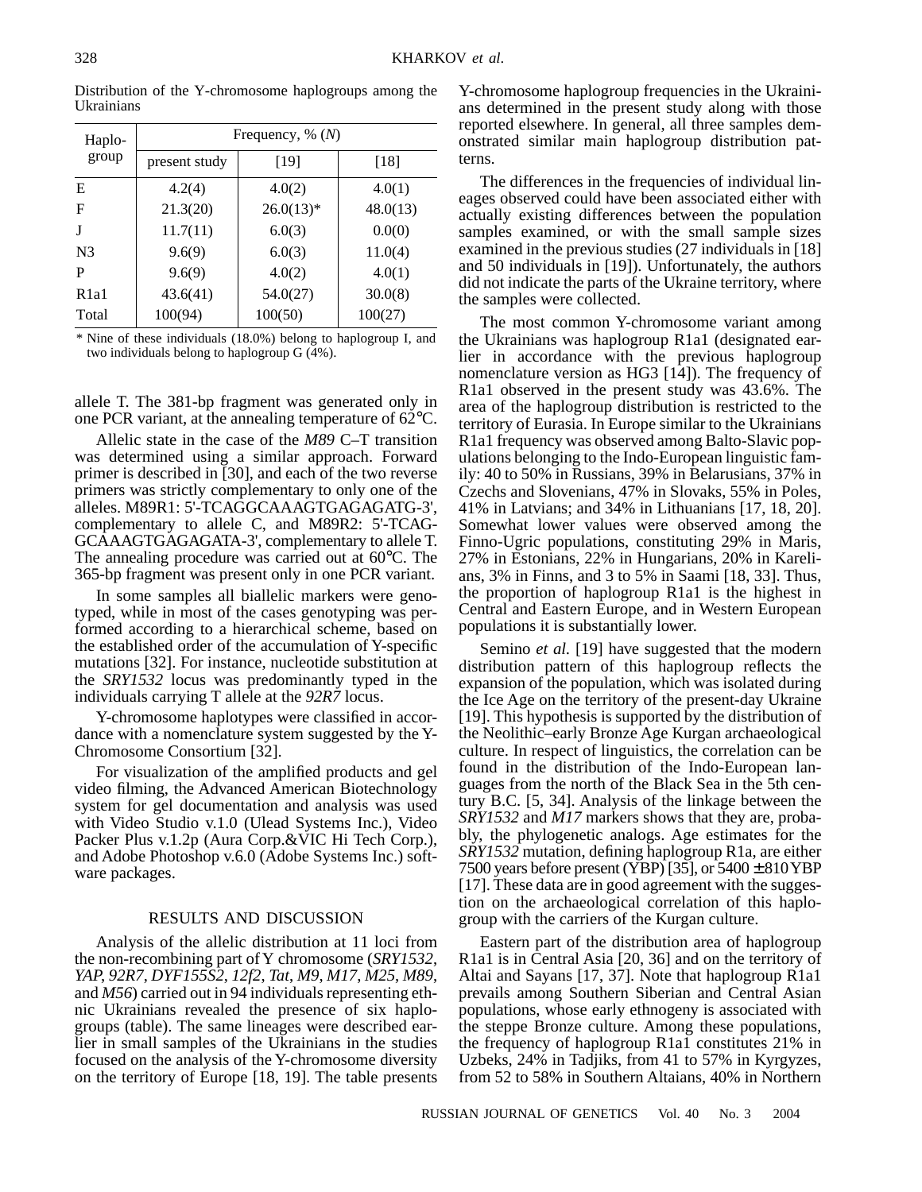Distribution of the Y-chromosome haplogroups among the Ukrainians

| Haplo-group | Frequency, % (*N*) | | |
|---|---|---|---|
| | present study | [19] | [18] |
| E | 4.2(4) | 4.0(2) | 4.0(1) |
| F | 21.3(20) | 26.0(13)* | 48.0(13) |
| J | 11.7(11) | 6.0(3) | 0.0(0) |
| N3 | 9.6(9) | 6.0(3) | 11.0(4) |
| P | 9.6(9) | 4.0(2) | 4.0(1) |
| R1a1 | 43.6(41) | 54.0(27) | 30.0(8) |
| Total | 100(94) | 100(50) | 100(27) |

\* Nine of these individuals (18.0%) belong to haplogroup I, and two individuals belong to haplogroup G (4%).

allele T. The 381-bp fragment was generated only in one PCR variant, at the annealing temperature of 62°C.

Allelic state in the case of the *M89* C–T transition was determined using a similar approach. Forward primer is described in [30], and each of the two reverse primers was strictly complementary to only one of the alleles. M89R1: 5'-TCAGGCAAAGTGAGAGATG-3', complementary to allele C, and M89R2: 5'-TCAGGCAAAGTGAGAGATA-3', complementary to allele T. The annealing procedure was carried out at 60°C. The 365-bp fragment was present only in one PCR variant.

In some samples all biallelic markers were genotyped, while in most of the cases genotyping was performed according to a hierarchical scheme, based on the established order of the accumulation of Y-specific mutations [32]. For instance, nucleotide substitution at the *SRY1532* locus was predominantly typed in the individuals carrying T allele at the *92R7* locus.

Y-chromosome haplotypes were classified in accordance with a nomenclature system suggested by the Y-Chromosome Consortium [32].

For visualization of the amplified products and gel video filming, the Advanced American Biotechnology system for gel documentation and analysis was used with Video Studio v.1.0 (Ulead Systems Inc.), Video Packer Plus v.1.2p (Aura Corp.&VIC Hi Tech Corp.), and Adobe Photoshop v.6.0 (Adobe Systems Inc.) software packages.

## RESULTS AND DISCUSSION

Analysis of the allelic distribution at 11 loci from the non-recombining part of Y chromosome (*SRY1532*, *YAP*, *92R7*, *DYF155S2*, *12f2*, *Tat*, *M9*, *M17*, *M25*, *M89*, and *M56*) carried out in 94 individuals representing ethnic Ukrainians revealed the presence of six haplogroups (table). The same lineages were described earlier in small samples of the Ukrainians in the studies focused on the analysis of the Y-chromosome diversity on the territory of Europe [18, 19]. The table presents Y-chromosome haplogroup frequencies in the Ukrainians determined in the present study along with those reported elsewhere. In general, all three samples demonstrated similar main haplogroup distribution patterns.

The differences in the frequencies of individual lineages observed could have been associated either with actually existing differences between the population samples examined, or with the small sample sizes examined in the previous studies (27 individuals in [18] and 50 individuals in [19]). Unfortunately, the authors did not indicate the parts of the Ukraine territory, where the samples were collected.

The most common Y-chromosome variant among the Ukrainians was haplogroup R1a1 (designated earlier in accordance with the previous haplogroup nomenclature version as HG3 [14]). The frequency of R1a1 observed in the present study was 43.6%. The area of the haplogroup distribution is restricted to the territory of Eurasia. In Europe similar to the Ukrainians R1a1 frequency was observed among Balto-Slavic populations belonging to the Indo-European linguistic family: 40 to 50% in Russians, 39% in Belarusians, 37% in Czechs and Slovenians, 47% in Slovaks, 55% in Poles, 41% in Latvians; and 34% in Lithuanians [17, 18, 20]. Somewhat lower values were observed among the Finno-Ugric populations, constituting 29% in Maris, 27% in Estonians, 22% in Hungarians, 20% in Karelians, 3% in Finns, and 3 to 5% in Saami [18, 33]. Thus, the proportion of haplogroup R1a1 is the highest in Central and Eastern Europe, and in Western European populations it is substantially lower.

Semino *et al.* [19] have suggested that the modern distribution pattern of this haplogroup reflects the expansion of the population, which was isolated during the Ice Age on the territory of the present-day Ukraine [19]. This hypothesis is supported by the distribution of the Neolithic–early Bronze Age Kurgan archaeological culture. In respect of linguistics, the correlation can be found in the distribution of the Indo-European languages from the north of the Black Sea in the 5th century B.C. [5, 34]. Analysis of the linkage between the *SRY1532* and *M17* markers shows that they are, probably, the phylogenetic analogs. Age estimates for the *SRY1532* mutation, defining haplogroup R1a, are either 7500 years before present (YBP) [35], or $5400 \pm 810$ YBP [17]. These data are in good agreement with the suggestion on the archaeological correlation of this haplogroup with the carriers of the Kurgan culture.

Eastern part of the distribution area of haplogroup R1a1 is in Central Asia [20, 36] and on the territory of Altai and Sayans [17, 37]. Note that haplogroup R1a1 prevails among Southern Siberian and Central Asian populations, whose early ethnogeny is associated with the steppe Bronze culture. Among these populations, the frequency of haplogroup R1a1 constitutes 21% in Uzbeks, 24% in Tadjiks, from 41 to 57% in Kyrgyzes, from 52 to 58% in Southern Altaians, 40% in Northern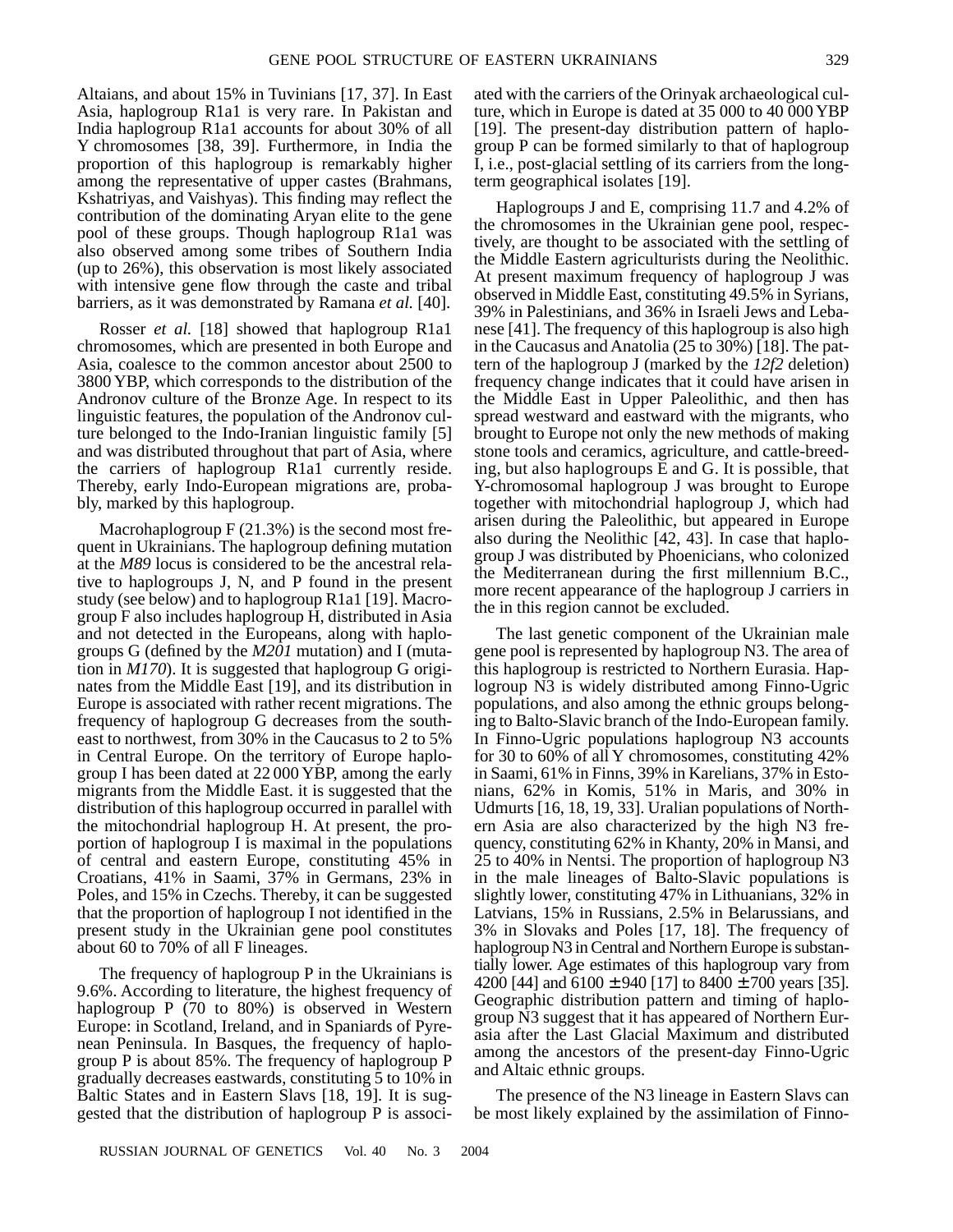Altaians, and about 15% in Tuvinians [17, 37]. In East Asia, haplogroup R1a1 is very rare. In Pakistan and India haplogroup R1a1 accounts for about 30% of all Y chromosomes [38, 39]. Furthermore, in India the proportion of this haplogroup is remarkably higher among the representative of upper castes (Brahmans, Kshatriyas, and Vaishyas). This finding may reflect the contribution of the dominating Aryan elite to the gene pool of these groups. Though haplogroup R1a1 was also observed among some tribes of Southern India (up to 26%), this observation is most likely associated with intensive gene flow through the caste and tribal barriers, as it was demonstrated by Ramana *et al.* [40].

Rosser *et al.* [18] showed that haplogroup R1a1 chromosomes, which are presented in both Europe and Asia, coalesce to the common ancestor about 2500 to 3800 YBP, which corresponds to the distribution of the Andronov culture of the Bronze Age. In respect to its linguistic features, the population of the Andronov culture belonged to the Indo-Iranian linguistic family [5] and was distributed throughout that part of Asia, where the carriers of haplogroup R1a1 currently reside. Thereby, early Indo-European migrations are, probably, marked by this haplogroup.

Macrohaplogroup F (21.3%) is the second most frequent in Ukrainians. The haplogroup defining mutation at the *M89* locus is considered to be the ancestral relative to haplogroups J, N, and P found in the present study (see below) and to haplogroup R1a1 [19]. Macrogroup F also includes haplogroup H, distributed in Asia and not detected in the Europeans, along with haplogroups G (defined by the *M201* mutation) and I (mutation in *M170*). It is suggested that haplogroup G originates from the Middle East [19], and its distribution in Europe is associated with rather recent migrations. The frequency of haplogroup G decreases from the southeast to northwest, from 30% in the Caucasus to 2 to 5% in Central Europe. On the territory of Europe haplogroup I has been dated at 22 000 YBP, among the early migrants from the Middle East. it is suggested that the distribution of this haplogroup occurred in parallel with the mitochondrial haplogroup H. At present, the proportion of haplogroup I is maximal in the populations of central and eastern Europe, constituting 45% in Croatians, 41% in Saami, 37% in Germans, 23% in Poles, and 15% in Czechs. Thereby, it can be suggested that the proportion of haplogroup I not identified in the present study in the Ukrainian gene pool constitutes about 60 to 70% of all F lineages.

The frequency of haplogroup P in the Ukrainians is 9.6%. According to literature, the highest frequency of haplogroup P (70 to 80%) is observed in Western Europe: in Scotland, Ireland, and in Spaniards of Pyrenean Peninsula. In Basques, the frequency of haplogroup P is about 85%. The frequency of haplogroup P gradually decreases eastwards, constituting 5 to 10% in Baltic States and in Eastern Slavs [18, 19]. It is suggested that the distribution of haplogroup P is associated with the carriers of the Orinyak archaeological culture, which in Europe is dated at 35 000 to 40 000 YBP [19]. The present-day distribution pattern of haplogroup P can be formed similarly to that of haplogroup I, i.e., post-glacial settling of its carriers from the long-term geographical isolates [19].

Haplogroups J and E, comprising 11.7 and 4.2% of the chromosomes in the Ukrainian gene pool, respectively, are thought to be associated with the settling of the Middle Eastern agriculturists during the Neolithic. At present maximum frequency of haplogroup J was observed in Middle East, constituting 49.5% in Syrians, 39% in Palestinians, and 36% in Israeli Jews and Lebanese [41]. The frequency of this haplogroup is also high in the Caucasus and Anatolia (25 to 30%) [18]. The pattern of the haplogroup J (marked by the *12f2* deletion) frequency change indicates that it could have arisen in the Middle East in Upper Paleolithic, and then has spread westward and eastward with the migrants, who brought to Europe not only the new methods of making stone tools and ceramics, agriculture, and cattle-breeding, but also haplogroups E and G. It is possible, that Y-chromosomal haplogroup J was brought to Europe together with mitochondrial haplogroup J, which had arisen during the Paleolithic, but appeared in Europe also during the Neolithic [42, 43]. In case that haplogroup J was distributed by Phoenicians, who colonized the Mediterranean during the first millennium B.C., more recent appearance of the haplogroup J carriers in the in this region cannot be excluded.

The last genetic component of the Ukrainian male gene pool is represented by haplogroup N3. The area of this haplogroup is restricted to Northern Eurasia. Haplogroup N3 is widely distributed among Finno-Ugric populations, and also among the ethnic groups belonging to Balto-Slavic branch of the Indo-European family. In Finno-Ugric populations haplogroup N3 accounts for 30 to 60% of all Y chromosomes, constituting 42% in Saami, 61% in Finns, 39% in Karelians, 37% in Estonians, 62% in Komis, 51% in Maris, and 30% in Udmurts [16, 18, 19, 33]. Uralian populations of Northern Asia are also characterized by the high N3 frequency, constituting 62% in Khanty, 20% in Mansi, and 25 to 40% in Nentsi. The proportion of haplogroup N3 in the male lineages of Balto-Slavic populations is slightly lower, constituting 47% in Lithuanians, 32% in Latvians, 15% in Russians, 2.5% in Belarussians, and 3% in Slovaks and Poles [17, 18]. The frequency of haplogroup N3 in Central and Northern Europe is substantially lower. Age estimates of this haplogroup vary from 4200 [44] and $6100 \pm 940$ [17] to $8400 \pm 700$ years [35]. Geographic distribution pattern and timing of haplogroup N3 suggest that it has appeared of Northern Eurasia after the Last Glacial Maximum and distributed among the ancestors of the present-day Finno-Ugric and Altaic ethnic groups.

The presence of the N3 lineage in Eastern Slavs can be most likely explained by the assimilation of Finno-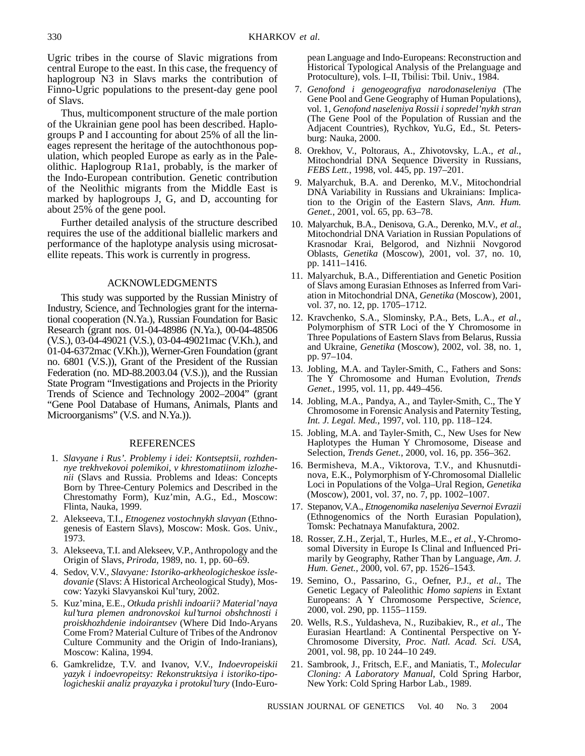Ugric tribes in the course of Slavic migrations from central Europe to the east. In this case, the frequency of haplogroup N3 in Slavs marks the contribution of Finno-Ugric populations to the present-day gene pool of Slavs.

Thus, multicomponent structure of the male portion of the Ukrainian gene pool has been described. Haplogroups P and I accounting for about 25% of all the lineages represent the heritage of the autochthonous population, which peopled Europe as early as in the Paleolithic. Haplogroup R1a1, probably, is the marker of the Indo-European contribution. Genetic contribution of the Neolithic migrants from the Middle East is marked by haplogroups J, G, and D, accounting for about 25% of the gene pool.

Further detailed analysis of the structure described requires the use of the additional biallelic markers and performance of the haplotype analysis using microsatellite repeats. This work is currently in progress.

## ACKNOWLEDGMENTS

This study was supported by the Russian Ministry of Industry, Science, and Technologies grant for the international cooperation (N.Ya.), Russian Foundation for Basic Research (grant nos. 01-04-48986 (N.Ya.), 00-04-48506 (V.S.), 03-04-49021 (V.S.), 03-04-49021mac (V.Kh.), and 01-04-6372mac (V.Kh.)), Werner-Gren Foundation (grant no. 6801 (V.S.)), Grant of the President of the Russian Federation (no. MD-88.2003.04 (V.S.)), and the Russian State Program "Investigations and Projects in the Priority Trends of Science and Technology 2002–2004" (grant "Gene Pool Database of Humans, Animals, Plants and Microorganisms" (V.S. and N.Ya.)).

## REFERENCES

1. *Slavyane i Rus'. Problemy i idei: Kontseptsii, rozhdennye trekhvekovoi polemikoi, v khrestomatiinom izlozhenii* (Slavs and Russia. Problems and Ideas: Concepts Born by Three-Century Polemics and Described in the Chrestomathy Form), Kuz'min, A.G., Ed., Moscow: Flinta, Nauka, 1999.
2. Alekseeva, T.I., *Etnogenez vostochnykh slavyan* (Ethnogenesis of Eastern Slavs), Moscow: Mosk. Gos. Univ., 1973.
3. Alekseeva, T.I. and Alekseev, V.P., Anthropology and the Origin of Slavs, *Priroda*, 1989, no. 1, pp. 60–69.
4. Sedov, V.V., *Slavyane: Istoriko-arkheologicheskoe issledovanie* (Slavs: A Historical Archeological Study), Moscow: Yazyki Slavyanskoi Kul'tury, 2002.
5. Kuz'mina, E.E., *Otkuda prishli indoarii? Material'naya kul'tura plemen andronovskoi kul'turnoi obshchnosti i proiskhozhdenie indoirantsev* (Where Did Indo-Aryans Come From? Material Culture of Tribes of the Andronov Culture Community and the Origin of Indo-Iranians), Moscow: Kalina, 1994.
6. Gamkrelidze, T.V. and Ivanov, V.V., *Indoevropeiskii yazyk i indoevropeitsy: Rekonstruktsiya i istoriko-tipologicheskii analiz prayazyka i protokul'tury* (Indo-European Language and Indo-Europeans: Reconstruction and Historical Typological Analysis of the Prelanguage and Protoculture), vols. I–II, Tbilisi: Tbil. Univ., 1984.
7. *Genofond i genogeografiya narodonaseleniya* (The Gene Pool and Gene Geography of Human Populations), vol. 1, *Genofond naseleniya Rossii i sopredel'nykh stran* (The Gene Pool of the Population of Russian and the Adjacent Countries), Rychkov, Yu.G, Ed., St. Petersburg: Nauka, 2000.
8. Orekhov, V., Poltoraus, A., Zhivotovsky, L.A., *et al.*, Mitochondrial DNA Sequence Diversity in Russians, *FEBS Lett.*, 1998, vol. 445, pp. 197–201.
9. Malyarchuk, B.A. and Derenko, M.V., Mitochondrial DNA Variability in Russians and Ukrainians: Implication to the Origin of the Eastern Slavs, *Ann. Hum. Genet.*, 2001, vol. 65, pp. 63–78.
10. Malyarchuk, B.A., Denisova, G.A., Derenko, M.V., *et al.*, Mitochondrial DNA Variation in Russian Populations of Krasnodar Krai, Belgorod, and Nizhnii Novgorod Oblasts, *Genetika* (Moscow), 2001, vol. 37, no. 10, pp. 1411–1416.
11. Malyarchuk, B.A., Differentiation and Genetic Position of Slavs among Eurasian Ethnoses as Inferred from Variation in Mitochondrial DNA, *Genetika* (Moscow), 2001, vol. 37, no. 12, pp. 1705–1712.
12. Kravchenko, S.A., Slominsky, P.A., Bets, L.A., *et al.*, Polymorphism of STR Loci of the Y Chromosome in Three Populations of Eastern Slavs from Belarus, Russia and Ukraine, *Genetika* (Moscow), 2002, vol. 38, no. 1, pp. 97–104.
13. Jobling, M.A. and Tayler-Smith, C., Fathers and Sons: The Y Chromosome and Human Evolution, *Trends Genet.*, 1995, vol. 11, pp. 449–456.
14. Jobling, M.A., Pandya, A., and Tayler-Smith, C., The Y Chromosome in Forensic Analysis and Paternity Testing, *Int. J. Legal. Med.*, 1997, vol. 110, pp. 118–124.
15. Jobling, M.A. and Tayler-Smith, C., New Uses for New Haplotypes the Human Y Chromosome, Disease and Selection, *Trends Genet.*, 2000, vol. 16, pp. 356–362.
16. Bermisheva, M.A., Viktorova, T.V., and Khusnutdinova, E.K., Polymorphism of Y-Chromosomal Diallelic Loci in Populations of the Volga–Ural Region, *Genetika* (Moscow), 2001, vol. 37, no. 7, pp. 1002–1007.
17. Stepanov, V.A., *Etnogenomika naseleniya Severnoi Evrazii* (Ethnogenomics of the North Eurasian Population), Tomsk: Pechatnaya Manufaktura, 2002.
18. Rosser, Z.H., Zerjal, T., Hurles, M.E., *et al.*, Y-Chromosomal Diversity in Europe Is Clinal and Influenced Primarily by Geography, Rather Than by Language, *Am. J. Hum. Genet.*, 2000, vol. 67, pp. 1526–1543.
19. Semino, O., Passarino, G., Oefner, P.J., *et al.*, The Genetic Legacy of Paleolithic *Homo sapiens* in Extant Europeans: A Y Chromosome Perspective, *Science*, 2000, vol. 290, pp. 1155–1159.
20. Wells, R.S., Yuldasheva, N., Ruzibakiev, R., *et al.*, The Eurasian Heartland: A Continental Perspective on Y-Chromosome Diversity, *Proc. Natl. Acad. Sci. USA*, 2001, vol. 98, pp. 10 244–10 249.
21. Sambrook, J., Fritsch, E.F., and Maniatis, T., *Molecular Cloning: A Laboratory Manual*, Cold Spring Harbor, New York: Cold Spring Harbor Lab., 1989.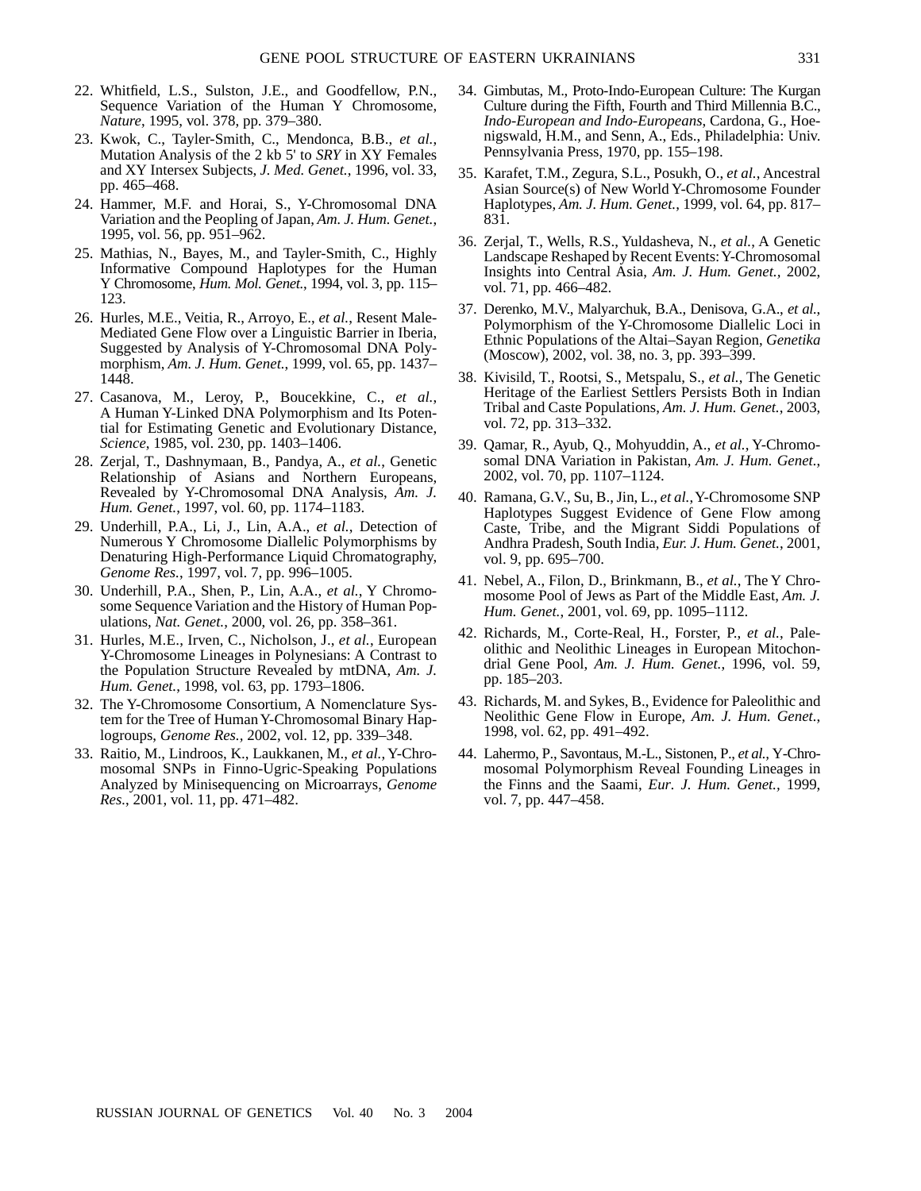22. Whitfield, L.S., Sulston, J.E., and Goodfellow, P.N., Sequence Variation of the Human Y Chromosome, *Nature*, 1995, vol. 378, pp. 379–380.
23. Kwok, C., Tayler-Smith, C., Mendonca, B.B., *et al.*, Mutation Analysis of the 2 kb 5' to *SRY* in XY Females and XY Intersex Subjects, *J. Med. Genet.*, 1996, vol. 33, pp. 465–468.
24. Hammer, M.F. and Horai, S., Y-Chromosomal DNA Variation and the Peopling of Japan, *Am. J. Hum. Genet.*, 1995, vol. 56, pp. 951–962.
25. Mathias, N., Bayes, M., and Tayler-Smith, C., Highly Informative Compound Haplotypes for the Human Y Chromosome, *Hum. Mol. Genet.*, 1994, vol. 3, pp. 115–123.
26. Hurles, M.E., Veitia, R., Arroyo, E., *et al.*, Resent Male-Mediated Gene Flow over a Linguistic Barrier in Iberia, Suggested by Analysis of Y-Chromosomal DNA Polymorphism, *Am. J. Hum. Genet.*, 1999, vol. 65, pp. 1437–1448.
27. Casanova, M., Leroy, P., Boucekkine, C., *et al.*, A Human Y-Linked DNA Polymorphism and Its Potential for Estimating Genetic and Evolutionary Distance, *Science*, 1985, vol. 230, pp. 1403–1406.
28. Zerjal, T., Dashnymaan, B., Pandya, A., *et al.*, Genetic Relationship of Asians and Northern Europeans, Revealed by Y-Chromosomal DNA Analysis, *Am. J. Hum. Genet.*, 1997, vol. 60, pp. 1174–1183.
29. Underhill, P.A., Li, J., Lin, A.A., *et al.*, Detection of Numerous Y Chromosome Diallelic Polymorphisms by Denaturing High-Performance Liquid Chromatography, *Genome Res.*, 1997, vol. 7, pp. 996–1005.
30. Underhill, P.A., Shen, P., Lin, A.A., *et al.*, Y Chromosome Sequence Variation and the History of Human Populations, *Nat. Genet.*, 2000, vol. 26, pp. 358–361.
31. Hurles, M.E., Irven, C., Nicholson, J., *et al.*, European Y-Chromosome Lineages in Polynesians: A Contrast to the Population Structure Revealed by mtDNA, *Am. J. Hum. Genet.*, 1998, vol. 63, pp. 1793–1806.
32. The Y-Chromosome Consortium, A Nomenclature System for the Tree of Human Y-Chromosomal Binary Haplogroups, *Genome Res.*, 2002, vol. 12, pp. 339–348.
33. Raitio, M., Lindroos, K., Laukkanen, M., *et al.*, Y-Chromosomal SNPs in Finno-Ugric-Speaking Populations Analyzed by Minisequencing on Microarrays, *Genome Res.*, 2001, vol. 11, pp. 471–482.
34. Gimbutas, M., Proto-Indo-European Culture: The Kurgan Culture during the Fifth, Fourth and Third Millennia B.C., *Indo-European and Indo-Europeans*, Cardona, G., Hoenigswald, H.M., and Senn, A., Eds., Philadelphia: Univ. Pennsylvania Press, 1970, pp. 155–198.
35. Karafet, T.M., Zegura, S.L., Posukh, O., *et al.*, Ancestral Asian Source(s) of New World Y-Chromosome Founder Haplotypes, *Am. J. Hum. Genet.*, 1999, vol. 64, pp. 817–831.
36. Zerjal, T., Wells, R.S., Yuldasheva, N., *et al.*, A Genetic Landscape Reshaped by Recent Events: Y-Chromosomal Insights into Central Asia, *Am. J. Hum. Genet.*, 2002, vol. 71, pp. 466–482.
37. Derenko, M.V., Malyarchuk, B.A., Denisova, G.A., *et al.*, Polymorphism of the Y-Chromosome Diallelic Loci in Ethnic Populations of the Altai–Sayan Region, *Genetika* (Moscow), 2002, vol. 38, no. 3, pp. 393–399.
38. Kivisild, T., Rootsi, S., Metspalu, S., *et al.*, The Genetic Heritage of the Earliest Settlers Persists Both in Indian Tribal and Caste Populations, *Am. J. Hum. Genet.*, 2003, vol. 72, pp. 313–332.
39. Qamar, R., Ayub, Q., Mohyuddin, A., *et al.*, Y-Chromosomal DNA Variation in Pakistan, *Am. J. Hum. Genet.*, 2002, vol. 70, pp. 1107–1124.
40. Ramana, G.V., Su, B., Jin, L., *et al.*, Y-Chromosome SNP Haplotypes Suggest Evidence of Gene Flow among Caste, Tribe, and the Migrant Siddi Populations of Andhra Pradesh, South India, *Eur. J. Hum. Genet.*, 2001, vol. 9, pp. 695–700.
41. Nebel, A., Filon, D., Brinkmann, B., *et al.*, The Y Chromosome Pool of Jews as Part of the Middle East, *Am. J. Hum. Genet.*, 2001, vol. 69, pp. 1095–1112.
42. Richards, M., Corte-Real, H., Forster, P., *et al.*, Paleolithic and Neolithic Lineages in European Mitochondrial Gene Pool, *Am. J. Hum. Genet.*, 1996, vol. 59, pp. 185–203.
43. Richards, M. and Sykes, B., Evidence for Paleolithic and Neolithic Gene Flow in Europe, *Am. J. Hum. Genet.*, 1998, vol. 62, pp. 491–492.
44. Lahermo, P., Savontaus, M.-L., Sistonen, P., *et al.*, Y-Chromosomal Polymorphism Reveal Founding Lineages in the Finns and the Saami, *Eur. J. Hum. Genet.*, 1999, vol. 7, pp. 447–458.